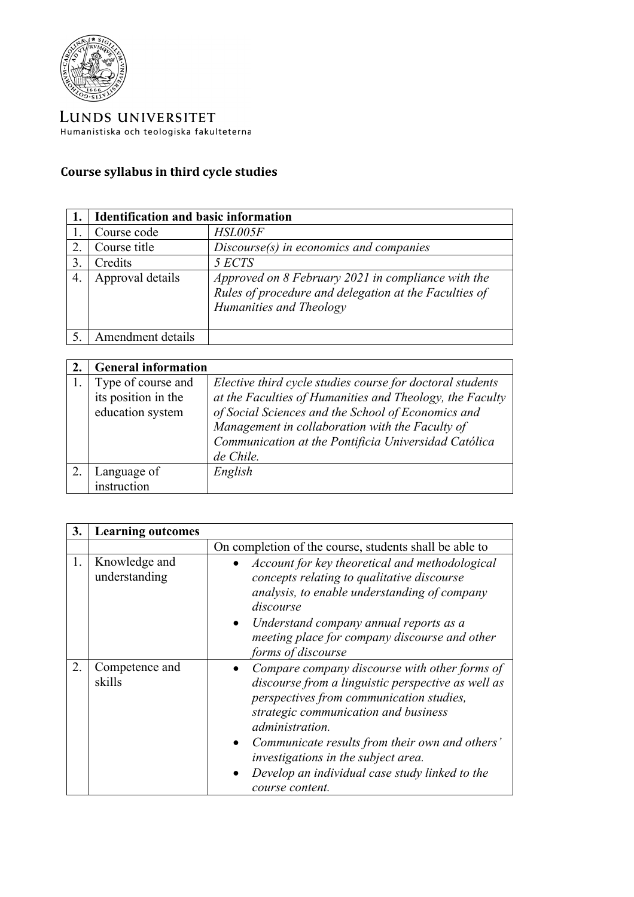LUNDS UNIVERSITET
Humanistiska och teologiska fakulteterna

## Course syllabus in third cycle studies

| 1. | Identification and basic information | |
|---|---|---|
| 1. | Course code | *HSL005F* |
| 2. | Course title | *Discourse(s) in economics and companies* |
| 3. | Credits | *5 ECTS* |
| 4. | Approval details | *Approved on 8 February 2021 in compliance with the Rules of procedure and delegation at the Faculties of Humanities and Theology* |
| 5. | Amendment details | |

| 2. | General information | |
|---|---|---|
| 1. | Type of course and its position in the education system | *Elective third cycle studies course for doctoral students at the Faculties of Humanities and Theology, the Faculty of Social Sciences and the School of Economics and Management in collaboration with the Faculty of Communication at the Pontificia Universidad Católica de Chile.* |
| 2. | Language of instruction | *English* |

| 3. | Learning outcomes | |
|---|---|---|
| | | On completion of the course, students shall be able to |
| 1. | Knowledge and understanding | • *Account for key theoretical and methodological concepts relating to qualitative discourse analysis, to enable understanding of company discourse* <br> • *Understand company annual reports as a meeting place for company discourse and other forms of discourse* |
| 2. | Competence and skills | • *Compare company discourse with other forms of discourse from a linguistic perspective as well as perspectives from communication studies, strategic communication and business administration.* <br> • *Communicate results from their own and others' investigations in the subject area.* <br> • *Develop an individual case study linked to the course content.* |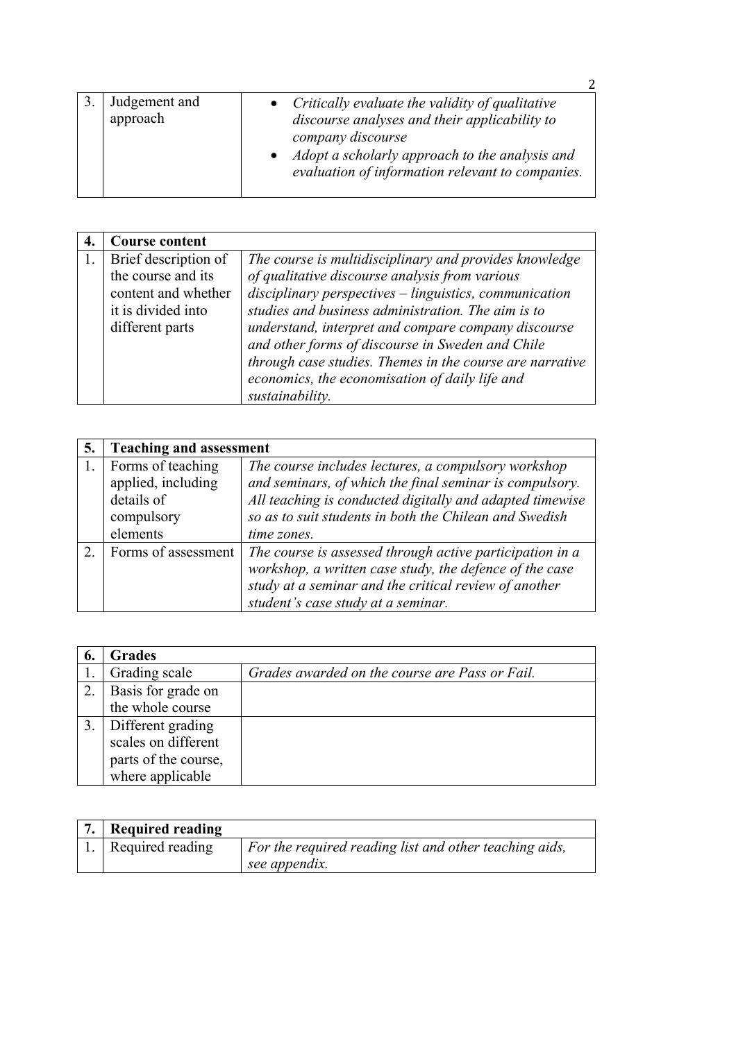| | | |
|---|---|---|
| 3. | Judgement and approach | • *Critically evaluate the validity of qualitative discourse analyses and their applicability to company discourse*<br>• *Adopt a scholarly approach to the analysis and evaluation of information relevant to companies.* |

| **4.** | **Course content** | |
|---|---|---|
| 1. | Brief description of the course and its content and whether it is divided into different parts | *The course is multidisciplinary and provides knowledge of qualitative discourse analysis from various disciplinary perspectives – linguistics, communication studies and business administration. The aim is to understand, interpret and compare company discourse and other forms of discourse in Sweden and Chile through case studies. Themes in the course are narrative economics, the economisation of daily life and sustainability.* |

| **5.** | **Teaching and assessment** | |
|---|---|---|
| 1. | Forms of teaching applied, including details of compulsory elements | *The course includes lectures, a compulsory workshop and seminars, of which the final seminar is compulsory. All teaching is conducted digitally and adapted timewise so as to suit students in both the Chilean and Swedish time zones.* |
| 2. | Forms of assessment | *The course is assessed through active participation in a workshop, a written case study, the defence of the case study at a seminar and the critical review of another student's case study at a seminar.* |

| **6.** | **Grades** | |
|---|---|---|
| 1. | Grading scale | *Grades awarded on the course are Pass or Fail.* |
| 2. | Basis for grade on the whole course | |
| 3. | Different grading scales on different parts of the course, where applicable | |

| **7.** | **Required reading** | |
|---|---|---|
| 1. | Required reading | *For the required reading list and other teaching aids, see appendix.* |